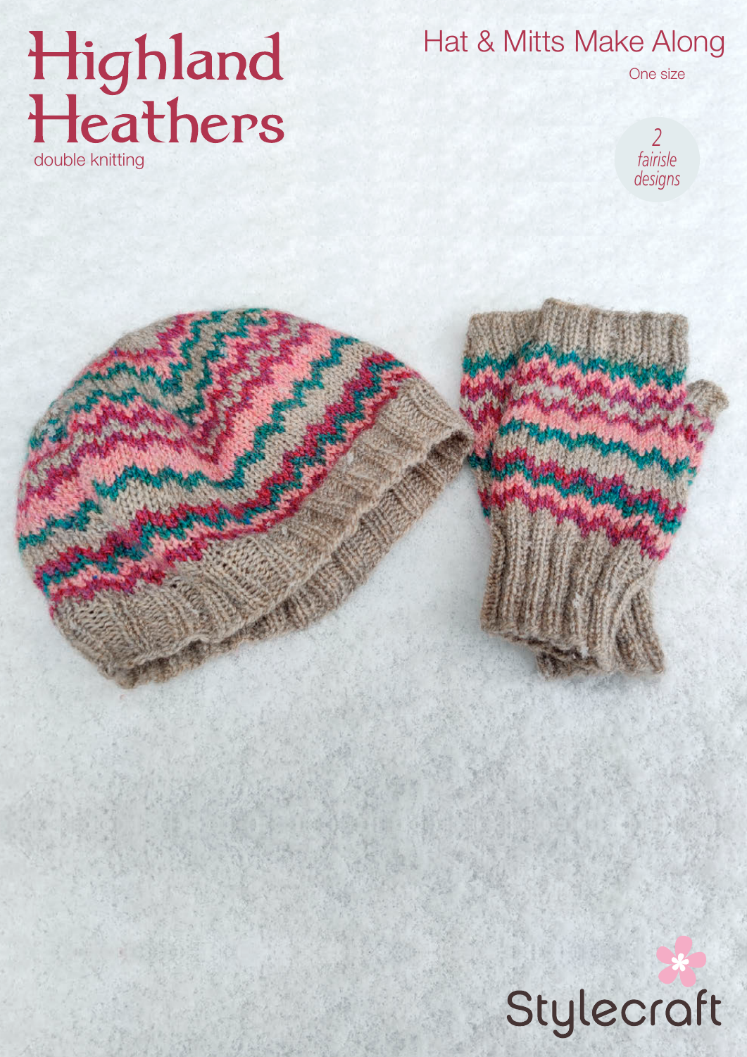# Highland Heathers

double knitting

## Hat & Mitts Make Along

One size

2 *fairisle designs*

Stylecraft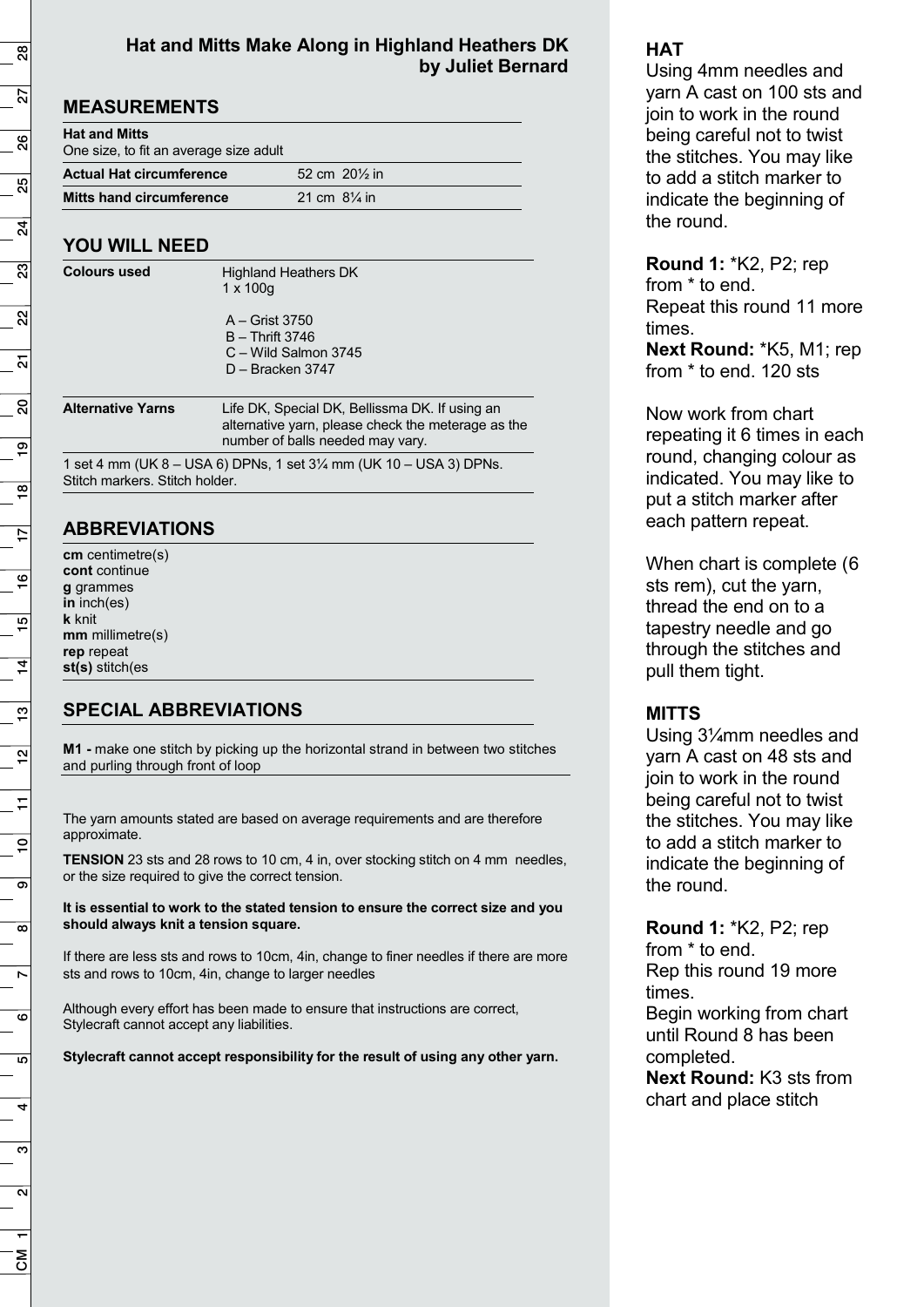## Hat and Mitts Make Along in Highland Heathers DK by Juliet Bernard

### MEASUREMENTS

| **Hat and Mitts** One size, to fit an average size adult | |
|---|---|
| **Actual Hat circumference** | 52 cm 20½ in |
| **Mitts hand circumference** | 21 cm 8¼ in |

### YOU WILL NEED

| **Colours used** | Highland Heathers DK 1 x 100g<br>A – Grist 3750<br>B – Thrift 3746<br>C – Wild Salmon 3745<br>D – Bracken 3747 |
|---|---|
| **Alternative Yarns** | Life DK, Special DK, Bellissma DK. If using an alternative yarn, please check the meterage as the number of balls needed may vary. |

1 set 4 mm (UK 8 – USA 6) DPNs, 1 set 3¼ mm (UK 10 – USA 3) DPNs. Stitch markers. Stitch holder.

### ABBREVIATIONS

**cm** centimetre(s)
**cont** continue
**g** grammes
**in** inch(es)
**k** knit
**mm** millimetre(s)
**rep** repeat
**st(s)** stitch(es

### SPECIAL ABBREVIATIONS

**M1 -** make one stitch by picking up the horizontal strand in between two stitches and purling through front of loop

The yarn amounts stated are based on average requirements and are therefore approximate.

**TENSION** 23 sts and 28 rows to 10 cm, 4 in, over stocking stitch on 4 mm needles, or the size required to give the correct tension.

**It is essential to work to the stated tension to ensure the correct size and you should always knit a tension square.**

If there are less sts and rows to 10cm, 4in, change to finer needles if there are more sts and rows to 10cm, 4in, change to larger needles

Although every effort has been made to ensure that instructions are correct, Stylecraft cannot accept any liabilities.

**Stylecraft cannot accept responsibility for the result of using any other yarn.**

### HAT

Using 4mm needles and yarn A cast on 100 sts and join to work in the round being careful not to twist the stitches. You may like to add a stitch marker to indicate the beginning of the round.

**Round 1:** *K2, P2; rep from * to end.
Repeat this round 11 more times.
**Next Round:** *K5, M1; rep from * to end. 120 sts

Now work from chart repeating it 6 times in each round, changing colour as indicated. You may like to put a stitch marker after each pattern repeat.

When chart is complete (6 sts rem), cut the yarn, thread the end on to a tapestry needle and go through the stitches and pull them tight.

### MITTS

Using 3¼mm needles and yarn A cast on 48 sts and join to work in the round being careful not to twist the stitches. You may like to add a stitch marker to indicate the beginning of the round.

**Round 1:** *K2, P2; rep from * to end.
Rep this round 19 more times.
Begin working from chart until Round 8 has been completed.
**Next Round:** K3 sts from chart and place stitch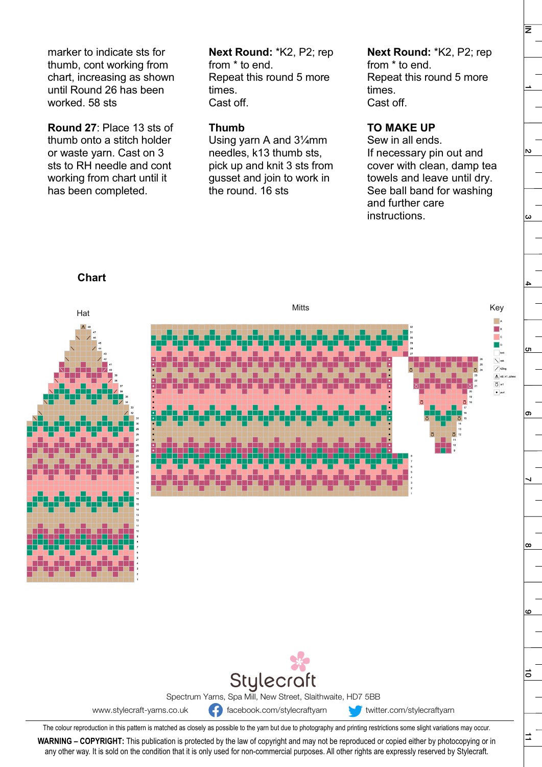marker to indicate sts for thumb, cont working from chart, increasing as shown until Round 26 has been worked. 58 sts

**Round 27**: Place 13 sts of thumb onto a stitch holder or waste yarn. Cast on 3 sts to RH needle and cont working from chart until it has been completed.

**Next Round:** *K2, P2; rep from * to end.
Repeat this round 5 more times.
Cast off.

### Thumb

Using yarn A and 3¼mm needles, k13 thumb sts, pick up and knit 3 sts from gusset and join to work in the round. 16 sts

**Next Round:** *K2, P2; rep from * to end.
Repeat this round 5 more times.
Cast off.

### TO MAKE UP

Sew in all ends.
If necessary pin out and cover with clean, damp tea towels and leave until dry.
See ball band for washing and further care instructions.

## Chart

Hat

Mitts

Key

A
B
C
D
knit
ssk
k2tog
sl2, k1, p2sso
m1
purl

Stylecraft

Spectrum Yarns, Spa Mill, New Street, Slaithwaite, HD7 5BB

www.stylecraft-yarns.co.uk facebook.com/stylecraftyarn twitter.com/stylecraftyarn

The colour reproduction in this pattern is matched as closely as possible to the yarn but due to photography and printing restrictions some slight variations may occur.

**WARNING – COPYRIGHT:** This publication is protected by the law of copyright and may not be reproduced or copied either by photocopying or in any other way. It is sold on the condition that it is only used for non-commercial purposes. All other rights are expressly reserved by Stylecraft.